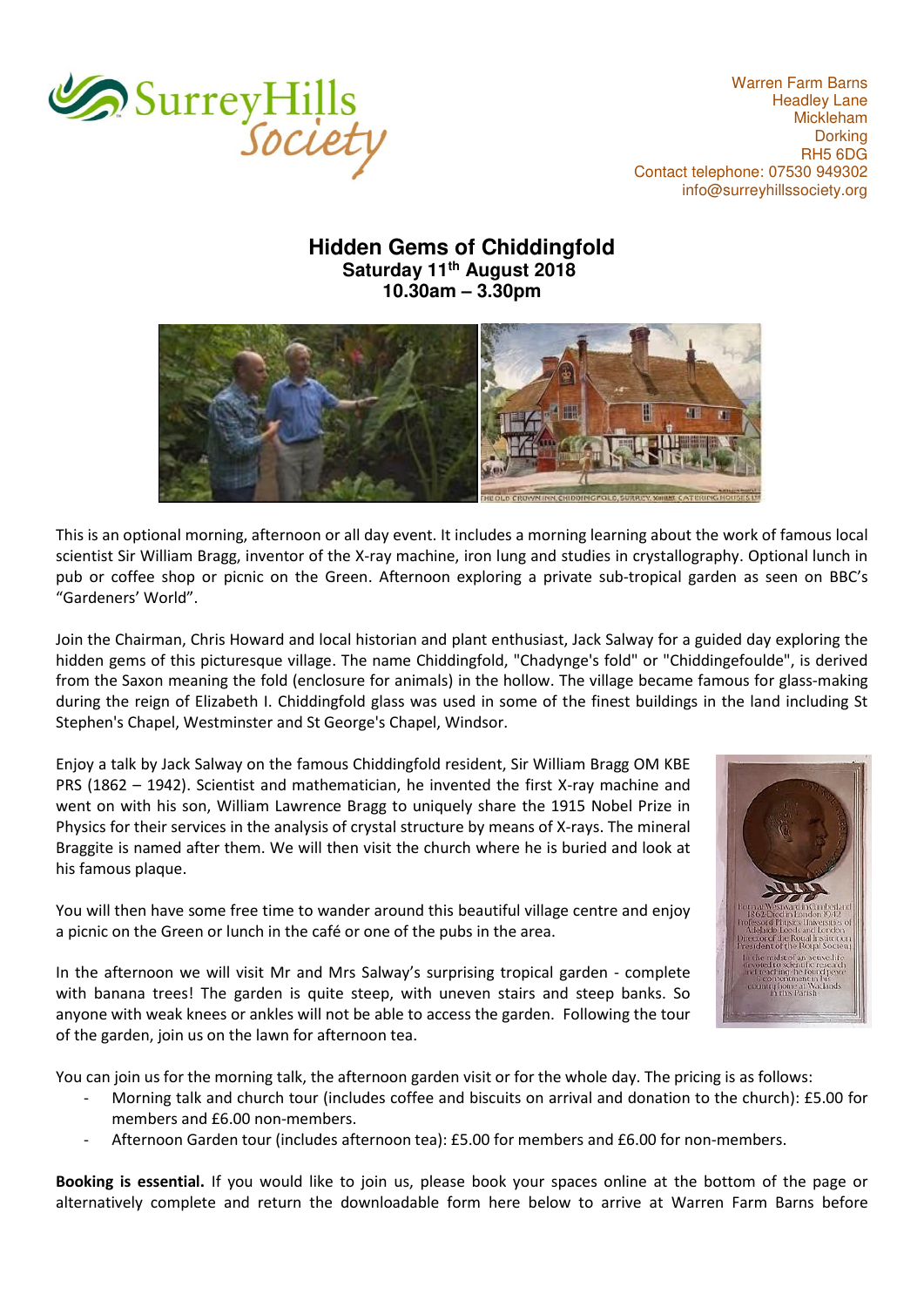Surrey Hills Society

Warren Farm Barns
Headley Lane
Mickleham
Dorking
RH5 6DG
Contact telephone: 07530 949302
info@surreyhillssociety.org

# Hidden Gems of Chiddingfold

**Saturday 11th August 2018**
**10.30am – 3.30pm**

This is an optional morning, afternoon or all day event. It includes a morning learning about the work of famous local scientist Sir William Bragg, inventor of the X-ray machine, iron lung and studies in crystallography. Optional lunch in pub or coffee shop or picnic on the Green. Afternoon exploring a private sub-tropical garden as seen on BBC's "Gardeners' World".

Join the Chairman, Chris Howard and local historian and plant enthusiast, Jack Salway for a guided day exploring the hidden gems of this picturesque village. The name Chiddingfold, "Chadynge's fold" or "Chiddingefoulde", is derived from the Saxon meaning the fold (enclosure for animals) in the hollow. The village became famous for glass-making during the reign of Elizabeth I. Chiddingfold glass was used in some of the finest buildings in the land including St Stephen's Chapel, Westminster and St George's Chapel, Windsor.

Enjoy a talk by Jack Salway on the famous Chiddingfold resident, Sir William Bragg OM KBE PRS (1862 – 1942). Scientist and mathematician, he invented the first X-ray machine and went on with his son, William Lawrence Bragg to uniquely share the 1915 Nobel Prize in Physics for their services in the analysis of crystal structure by means of X-rays. The mineral Braggite is named after them. We will then visit the church where he is buried and look at his famous plaque.

You will then have some free time to wander around this beautiful village centre and enjoy a picnic on the Green or lunch in the café or one of the pubs in the area.

In the afternoon we will visit Mr and Mrs Salway's surprising tropical garden - complete with banana trees! The garden is quite steep, with uneven stairs and steep banks. So anyone with weak knees or ankles will not be able to access the garden. Following the tour of the garden, join us on the lawn for afternoon tea.

You can join us for the morning talk, the afternoon garden visit or for the whole day. The pricing is as follows:

- Morning talk and church tour (includes coffee and biscuits on arrival and donation to the church): £5.00 for members and £6.00 non-members.
- Afternoon Garden tour (includes afternoon tea): £5.00 for members and £6.00 for non-members.

**Booking is essential.** If you would like to join us, please book your spaces online at the bottom of the page or alternatively complete and return the downloadable form here below to arrive at Warren Farm Barns before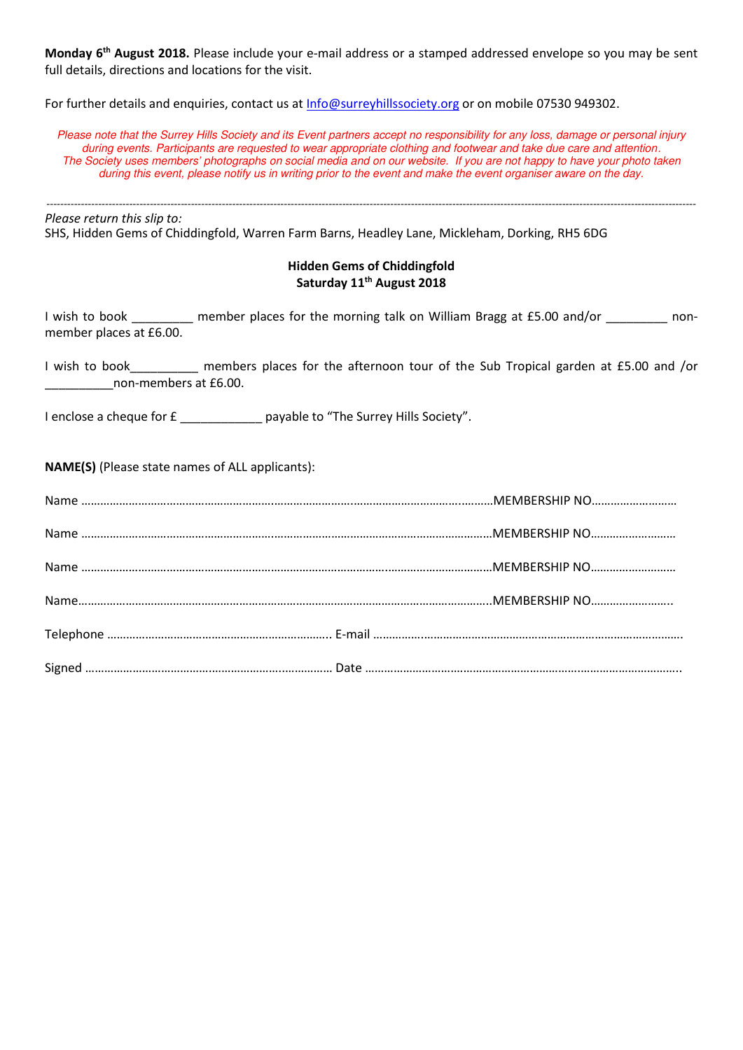**Monday 6th August 2018.** Please include your e-mail address or a stamped addressed envelope so you may be sent full details, directions and locations for the visit.

For further details and enquiries, contact us at Info@surreyhillssociety.org or on mobile 07530 949302.

*Please note that the Surrey Hills Society and its Event partners accept no responsibility for any loss, damage or personal injury during events. Participants are requested to wear appropriate clothing and footwear and take due care and attention. The Society uses members' photographs on social media and on our website. If you are not happy to have your photo taken during this event, please notify us in writing prior to the event and make the event organiser aware on the day.*

---

*Please return this slip to:*
SHS, Hidden Gems of Chiddingfold, Warren Farm Barns, Headley Lane, Mickleham, Dorking, RH5 6DG

**Hidden Gems of Chiddingfold**
**Saturday 11th August 2018**

I wish to book _________ member places for the morning talk on William Bragg at £5.00 and/or _________ non-member places at £6.00.

I wish to book__________ members places for the afternoon tour of the Sub Tropical garden at £5.00 and /or __________non-members at £6.00.

I enclose a cheque for £ ____________ payable to "The Surrey Hills Society".

**NAME(S)** (Please state names of ALL applicants):

Name ……………………………………………………………………………………………………………MEMBERSHIP NO………………………

Name ……………………………………………………………………………………………………………MEMBERSHIP NO………………………

Name ……………………………………………………………………………………………………………MEMBERSHIP NO………………………

Name……………………………………………………………………………………………………………..MEMBERSHIP NO……………………..

Telephone ……………………………………………………………. E-mail ……………………………………………………………………………………….

Signed …………………………………………………………………… Date ………………………………………………………………………………………..